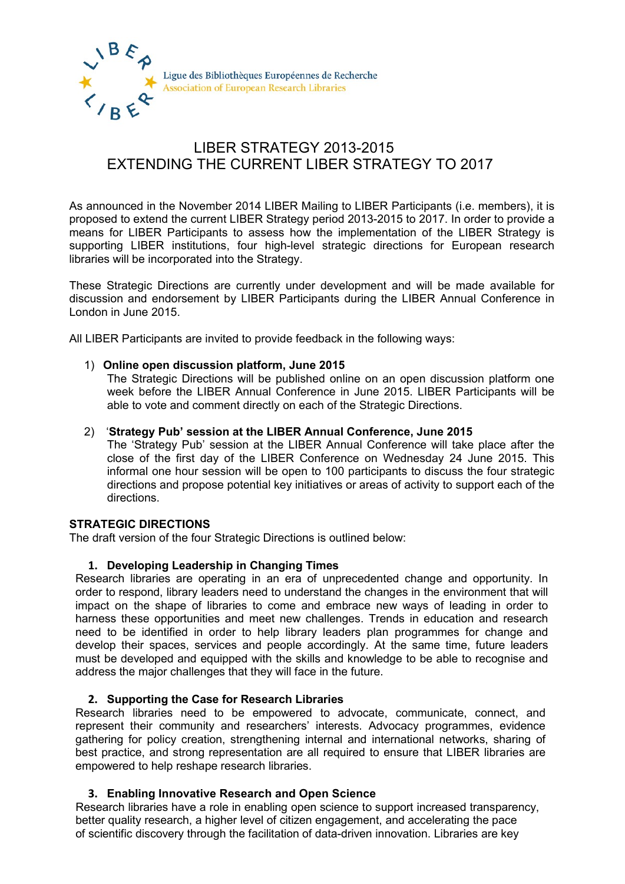Ligue des Bibliothèques Européennes de Recherche
Association of European Research Libraries

# LIBER STRATEGY 2013-2015
# EXTENDING THE CURRENT LIBER STRATEGY TO 2017

As announced in the November 2014 LIBER Mailing to LIBER Participants (i.e. members), it is proposed to extend the current LIBER Strategy period 2013-2015 to 2017. In order to provide a means for LIBER Participants to assess how the implementation of the LIBER Strategy is supporting LIBER institutions, four high-level strategic directions for European research libraries will be incorporated into the Strategy.

These Strategic Directions are currently under development and will be made available for discussion and endorsement by LIBER Participants during the LIBER Annual Conference in London in June 2015.

All LIBER Participants are invited to provide feedback in the following ways:

1) **Online open discussion platform, June 2015**
   The Strategic Directions will be published online on an open discussion platform one week before the LIBER Annual Conference in June 2015. LIBER Participants will be able to vote and comment directly on each of the Strategic Directions.

2) '**Strategy Pub' session at the LIBER Annual Conference, June 2015**
   The 'Strategy Pub' session at the LIBER Annual Conference will take place after the close of the first day of the LIBER Conference on Wednesday 24 June 2015. This informal one hour session will be open to 100 participants to discuss the four strategic directions and propose potential key initiatives or areas of activity to support each of the directions.

**STRATEGIC DIRECTIONS**

The draft version of the four Strategic Directions is outlined below:

1. **Developing Leadership in Changing Times**

Research libraries are operating in an era of unprecedented change and opportunity. In order to respond, library leaders need to understand the changes in the environment that will impact on the shape of libraries to come and embrace new ways of leading in order to harness these opportunities and meet new challenges. Trends in education and research need to be identified in order to help library leaders plan programmes for change and develop their spaces, services and people accordingly. At the same time, future leaders must be developed and equipped with the skills and knowledge to be able to recognise and address the major challenges that they will face in the future.

2. **Supporting the Case for Research Libraries**

Research libraries need to be empowered to advocate, communicate, connect, and represent their community and researchers' interests. Advocacy programmes, evidence gathering for policy creation, strengthening internal and international networks, sharing of best practice, and strong representation are all required to ensure that LIBER libraries are empowered to help reshape research libraries.

3. **Enabling Innovative Research and Open Science**

Research libraries have a role in enabling open science to support increased transparency, better quality research, a higher level of citizen engagement, and accelerating the pace of scientific discovery through the facilitation of data-driven innovation. Libraries are key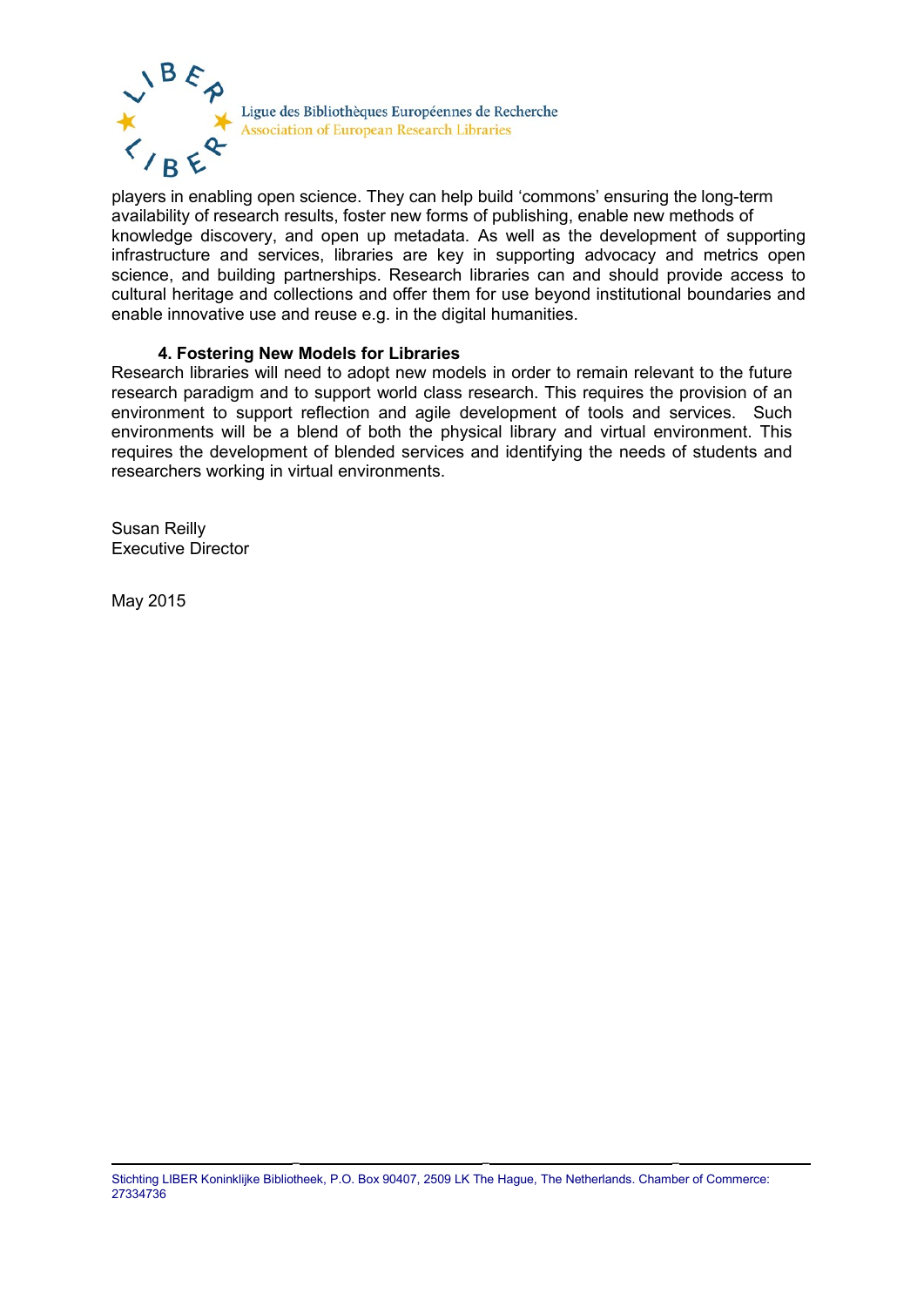players in enabling open science. They can help build 'commons' ensuring the long-term availability of research results, foster new forms of publishing, enable new methods of knowledge discovery, and open up metadata. As well as the development of supporting infrastructure and services, libraries are key in supporting advocacy and metrics open science, and building partnerships. Research libraries can and should provide access to cultural heritage and collections and offer them for use beyond institutional boundaries and enable innovative use and reuse e.g. in the digital humanities.

**4. Fostering New Models for Libraries**

Research libraries will need to adopt new models in order to remain relevant to the future research paradigm and to support world class research. This requires the provision of an environment to support reflection and agile development of tools and services. Such environments will be a blend of both the physical library and virtual environment. This requires the development of blended services and identifying the needs of students and researchers working in virtual environments.

Susan Reilly
Executive Director

May 2015